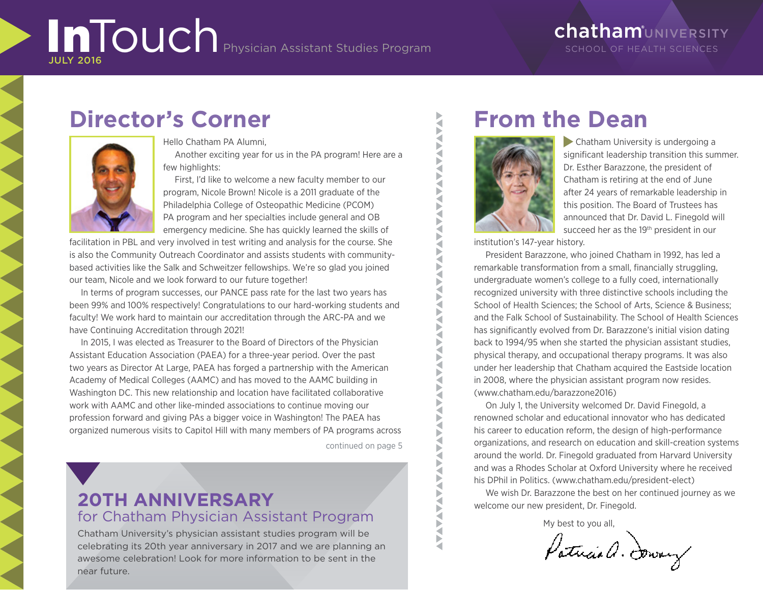# InTouch Physician Assistant Studies Program

JULY 2016

chatham UNIVERSITY
SCHOOL OF HEALTH SCIENCES

## Director's Corner

Hello Chatham PA Alumni,

Another exciting year for us in the PA program! Here are a few highlights:

First, I'd like to welcome a new faculty member to our program, Nicole Brown! Nicole is a 2011 graduate of the Philadelphia College of Osteopathic Medicine (PCOM) PA program and her specialties include general and OB emergency medicine. She has quickly learned the skills of facilitation in PBL and very involved in test writing and analysis for the course. She is also the Community Outreach Coordinator and assists students with community-based activities like the Salk and Schweitzer fellowships. We're so glad you joined our team, Nicole and we look forward to our future together!

In terms of program successes, our PANCE pass rate for the last two years has been 99% and 100% respectively! Congratulations to our hard-working students and faculty! We work hard to maintain our accreditation through the ARC-PA and we have Continuing Accreditation through 2021!

In 2015, I was elected as Treasurer to the Board of Directors of the Physician Assistant Education Association (PAEA) for a three-year period. Over the past two years as Director At Large, PAEA has forged a partnership with the American Academy of Medical Colleges (AAMC) and has moved to the AAMC building in Washington DC. This new relationship and location have facilitated collaborative work with AAMC and other like-minded associations to continue moving our profession forward and giving PAs a bigger voice in Washington! The PAEA has organized numerous visits to Capitol Hill with many members of PA programs across

continued on page 5

## 20TH ANNIVERSARY
### for Chatham Physician Assistant Program

Chatham University's physician assistant studies program will be celebrating its 20th year anniversary in 2017 and we are planning an awesome celebration! Look for more information to be sent in the near future.

## From the Dean

Chatham University is undergoing a significant leadership transition this summer. Dr. Esther Barazzone, the president of Chatham is retiring at the end of June after 24 years of remarkable leadership in this position. The Board of Trustees has announced that Dr. David L. Finegold will succeed her as the 19th president in our institution's 147-year history.

President Barazzone, who joined Chatham in 1992, has led a remarkable transformation from a small, financially struggling, undergraduate women's college to a fully coed, internationally recognized university with three distinctive schools including the School of Health Sciences; the School of Arts, Science & Business; and the Falk School of Sustainability. The School of Health Sciences has significantly evolved from Dr. Barazzone's initial vision dating back to 1994/95 when she started the physician assistant studies, physical therapy, and occupational therapy programs. It was also under her leadership that Chatham acquired the Eastside location in 2008, where the physician assistant program now resides. (www.chatham.edu/barazzone2016)

On July 1, the University welcomed Dr. David Finegold, a renowned scholar and educational innovator who has dedicated his career to education reform, the design of high-performance organizations, and research on education and skill-creation systems around the world. Dr. Finegold graduated from Harvard University and was a Rhodes Scholar at Oxford University where he received his DPhil in Politics. (www.chatham.edu/president-elect)

We wish Dr. Barazzone the best on her continued journey as we welcome our new president, Dr. Finegold.

My best to you all,

Patricia A. Downey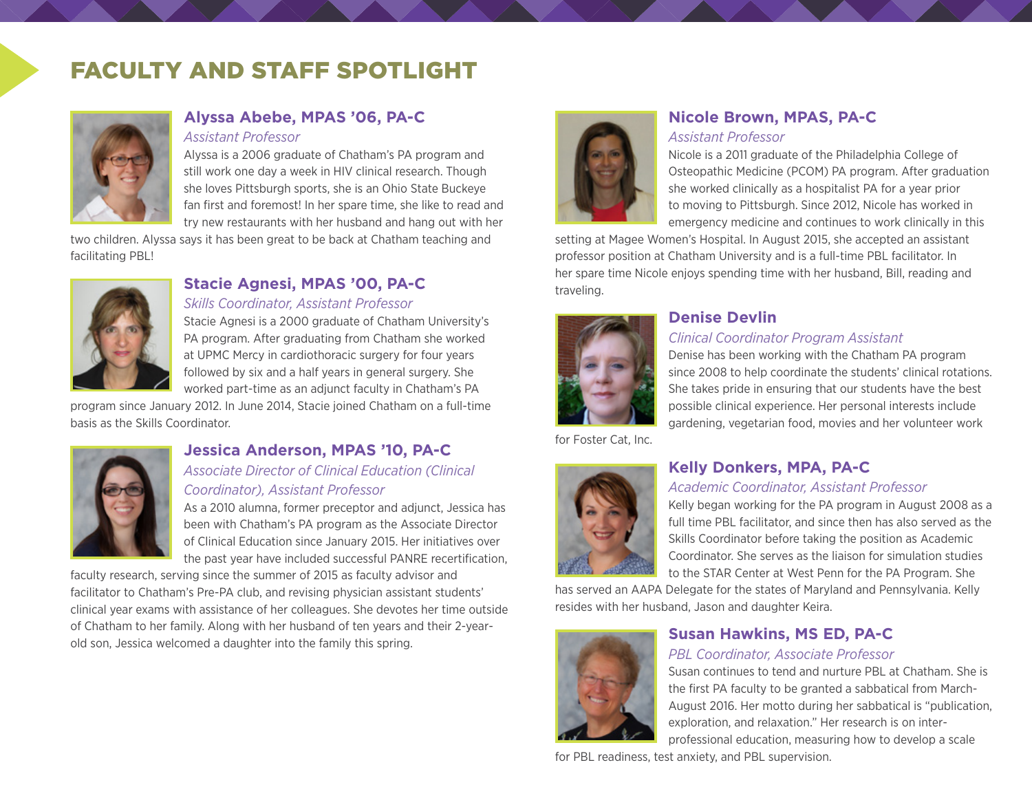# FACULTY AND STAFF SPOTLIGHT

### Alyssa Abebe, MPAS '06, PA-C

*Assistant Professor*

Alyssa is a 2006 graduate of Chatham's PA program and still work one day a week in HIV clinical research. Though she loves Pittsburgh sports, she is an Ohio State Buckeye fan first and foremost! In her spare time, she like to read and try new restaurants with her husband and hang out with her two children. Alyssa says it has been great to be back at Chatham teaching and facilitating PBL!

### Stacie Agnesi, MPAS '00, PA-C

*Skills Coordinator, Assistant Professor*

Stacie Agnesi is a 2000 graduate of Chatham University's PA program. After graduating from Chatham she worked at UPMC Mercy in cardiothoracic surgery for four years followed by six and a half years in general surgery. She worked part-time as an adjunct faculty in Chatham's PA program since January 2012. In June 2014, Stacie joined Chatham on a full-time basis as the Skills Coordinator.

### Jessica Anderson, MPAS '10, PA-C

*Associate Director of Clinical Education (Clinical Coordinator), Assistant Professor*

As a 2010 alumna, former preceptor and adjunct, Jessica has been with Chatham's PA program as the Associate Director of Clinical Education since January 2015. Her initiatives over the past year have included successful PANRE recertification, faculty research, serving since the summer of 2015 as faculty advisor and facilitator to Chatham's Pre-PA club, and revising physician assistant students' clinical year exams with assistance of her colleagues. She devotes her time outside of Chatham to her family. Along with her husband of ten years and their 2-year-old son, Jessica welcomed a daughter into the family this spring.

### Nicole Brown, MPAS, PA-C

*Assistant Professor*

Nicole is a 2011 graduate of the Philadelphia College of Osteopathic Medicine (PCOM) PA program. After graduation she worked clinically as a hospitalist PA for a year prior to moving to Pittsburgh. Since 2012, Nicole has worked in emergency medicine and continues to work clinically in this setting at Magee Women's Hospital. In August 2015, she accepted an assistant professor position at Chatham University and is a full-time PBL facilitator. In her spare time Nicole enjoys spending time with her husband, Bill, reading and traveling.

### Denise Devlin

*Clinical Coordinator Program Assistant*

Denise has been working with the Chatham PA program since 2008 to help coordinate the students' clinical rotations. She takes pride in ensuring that our students have the best possible clinical experience. Her personal interests include gardening, vegetarian food, movies and her volunteer work for Foster Cat, Inc.

### Kelly Donkers, MPA, PA-C

*Academic Coordinator, Assistant Professor*

Kelly began working for the PA program in August 2008 as a full time PBL facilitator, and since then has also served as the Skills Coordinator before taking the position as Academic Coordinator. She serves as the liaison for simulation studies to the STAR Center at West Penn for the PA Program. She has served an AAPA Delegate for the states of Maryland and Pennsylvania. Kelly resides with her husband, Jason and daughter Keira.

### Susan Hawkins, MS ED, PA-C

*PBL Coordinator, Associate Professor*

Susan continues to tend and nurture PBL at Chatham. She is the first PA faculty to be granted a sabbatical from March-August 2016. Her motto during her sabbatical is "publication, exploration, and relaxation." Her research is on inter-professional education, measuring how to develop a scale for PBL readiness, test anxiety, and PBL supervision.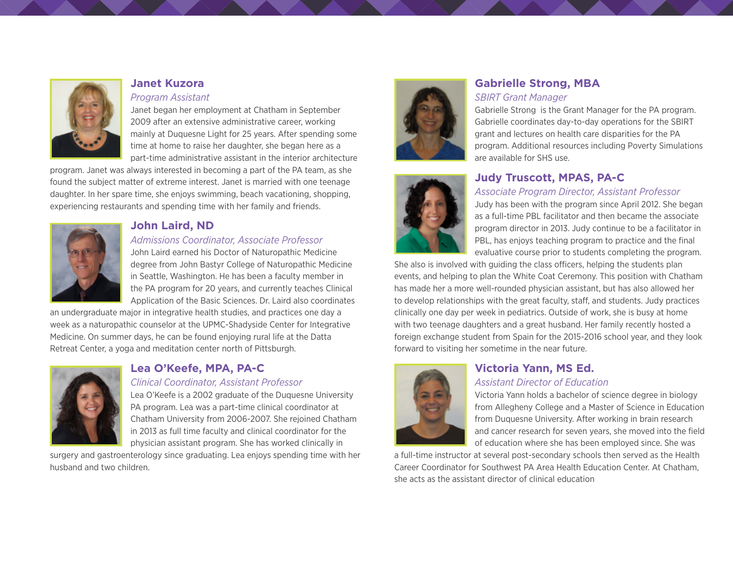## Janet Kuzora

*Program Assistant*

Janet began her employment at Chatham in September 2009 after an extensive administrative career, working mainly at Duquesne Light for 25 years. After spending some time at home to raise her daughter, she began here as a part-time administrative assistant in the interior architecture program. Janet was always interested in becoming a part of the PA team, as she found the subject matter of extreme interest. Janet is married with one teenage daughter. In her spare time, she enjoys swimming, beach vacationing, shopping, experiencing restaurants and spending time with her family and friends.

## John Laird, ND

*Admissions Coordinator, Associate Professor*

John Laird earned his Doctor of Naturopathic Medicine degree from John Bastyr College of Naturopathic Medicine in Seattle, Washington. He has been a faculty member in the PA program for 20 years, and currently teaches Clinical Application of the Basic Sciences. Dr. Laird also coordinates an undergraduate major in integrative health studies, and practices one day a week as a naturopathic counselor at the UPMC-Shadyside Center for Integrative Medicine. On summer days, he can be found enjoying rural life at the Datta Retreat Center, a yoga and meditation center north of Pittsburgh.

## Lea O'Keefe, MPA, PA-C

*Clinical Coordinator, Assistant Professor*

Lea O'Keefe is a 2002 graduate of the Duquesne University PA program. Lea was a part-time clinical coordinator at Chatham University from 2006-2007. She rejoined Chatham in 2013 as full time faculty and clinical coordinator for the physician assistant program. She has worked clinically in surgery and gastroenterology since graduating. Lea enjoys spending time with her husband and two children.

## Gabrielle Strong, MBA

*SBIRT Grant Manager*

Gabrielle Strong is the Grant Manager for the PA program. Gabrielle coordinates day-to-day operations for the SBIRT grant and lectures on health care disparities for the PA program. Additional resources including Poverty Simulations are available for SHS use.

## Judy Truscott, MPAS, PA-C

*Associate Program Director, Assistant Professor*

Judy has been with the program since April 2012. She began as a full-time PBL facilitator and then became the associate program director in 2013. Judy continue to be a facilitator in PBL, has enjoys teaching program to practice and the final evaluative course prior to students completing the program. She also is involved with guiding the class officers, helping the students plan events, and helping to plan the White Coat Ceremony. This position with Chatham has made her a more well-rounded physician assistant, but has also allowed her to develop relationships with the great faculty, staff, and students. Judy practices clinically one day per week in pediatrics. Outside of work, she is busy at home with two teenage daughters and a great husband. Her family recently hosted a foreign exchange student from Spain for the 2015-2016 school year, and they look forward to visiting her sometime in the near future.

## Victoria Yann, MS Ed.

*Assistant Director of Education*

Victoria Yann holds a bachelor of science degree in biology from Allegheny College and a Master of Science in Education from Duquesne University. After working in brain research and cancer research for seven years, she moved into the field of education where she has been employed since. She was a full-time instructor at several post-secondary schools then served as the Health Career Coordinator for Southwest PA Area Health Education Center. At Chatham, she acts as the assistant director of clinical education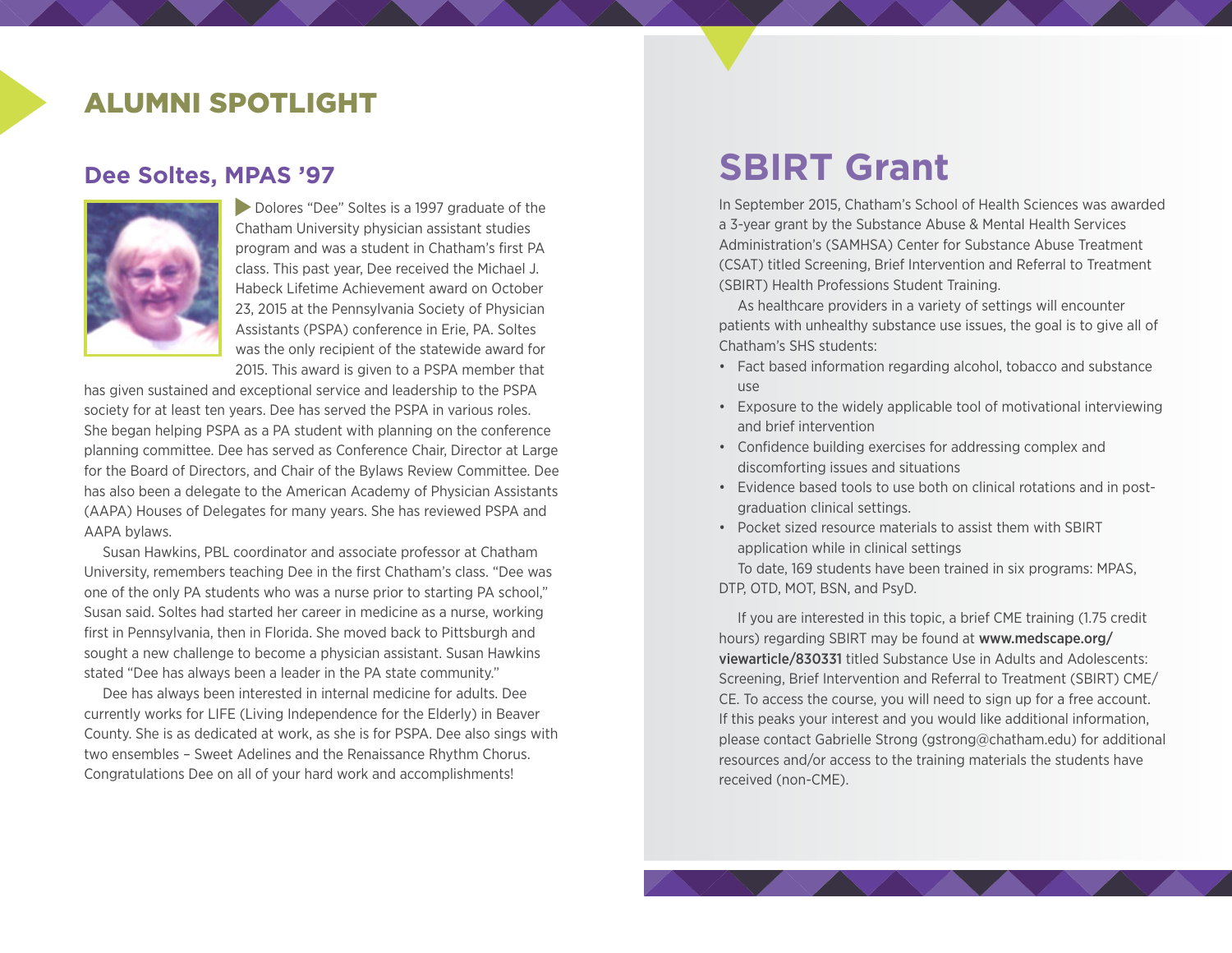# ALUMNI SPOTLIGHT

## Dee Soltes, MPAS '97

Dolores "Dee" Soltes is a 1997 graduate of the Chatham University physician assistant studies program and was a student in Chatham's first PA class. This past year, Dee received the Michael J. Habeck Lifetime Achievement award on October 23, 2015 at the Pennsylvania Society of Physician Assistants (PSPA) conference in Erie, PA. Soltes was the only recipient of the statewide award for 2015. This award is given to a PSPA member that has given sustained and exceptional service and leadership to the PSPA society for at least ten years. Dee has served the PSPA in various roles. She began helping PSPA as a PA student with planning on the conference planning committee. Dee has served as Conference Chair, Director at Large for the Board of Directors, and Chair of the Bylaws Review Committee. Dee has also been a delegate to the American Academy of Physician Assistants (AAPA) Houses of Delegates for many years. She has reviewed PSPA and AAPA bylaws.

Susan Hawkins, PBL coordinator and associate professor at Chatham University, remembers teaching Dee in the first Chatham's class. "Dee was one of the only PA students who was a nurse prior to starting PA school," Susan said. Soltes had started her career in medicine as a nurse, working first in Pennsylvania, then in Florida. She moved back to Pittsburgh and sought a new challenge to become a physician assistant. Susan Hawkins stated "Dee has always been a leader in the PA state community."

Dee has always been interested in internal medicine for adults. Dee currently works for LIFE (Living Independence for the Elderly) in Beaver County. She is as dedicated at work, as she is for PSPA. Dee also sings with two ensembles – Sweet Adelines and the Renaissance Rhythm Chorus. Congratulations Dee on all of your hard work and accomplishments!

# SBIRT Grant

In September 2015, Chatham's School of Health Sciences was awarded a 3-year grant by the Substance Abuse & Mental Health Services Administration's (SAMHSA) Center for Substance Abuse Treatment (CSAT) titled Screening, Brief Intervention and Referral to Treatment (SBIRT) Health Professions Student Training.

As healthcare providers in a variety of settings will encounter patients with unhealthy substance use issues, the goal is to give all of Chatham's SHS students:

- Fact based information regarding alcohol, tobacco and substance use
- Exposure to the widely applicable tool of motivational interviewing and brief intervention
- Confidence building exercises for addressing complex and discomforting issues and situations
- Evidence based tools to use both on clinical rotations and in post-graduation clinical settings.
- Pocket sized resource materials to assist them with SBIRT application while in clinical settings

To date, 169 students have been trained in six programs: MPAS, DTP, OTD, MOT, BSN, and PsyD.

If you are interested in this topic, a brief CME training (1.75 credit hours) regarding SBIRT may be found at **www.medscape.org/viewarticle/830331** titled Substance Use in Adults and Adolescents: Screening, Brief Intervention and Referral to Treatment (SBIRT) CME/CE. To access the course, you will need to sign up for a free account. If this peaks your interest and you would like additional information, please contact Gabrielle Strong (gstrong@chatham.edu) for additional resources and/or access to the training materials the students have received (non-CME).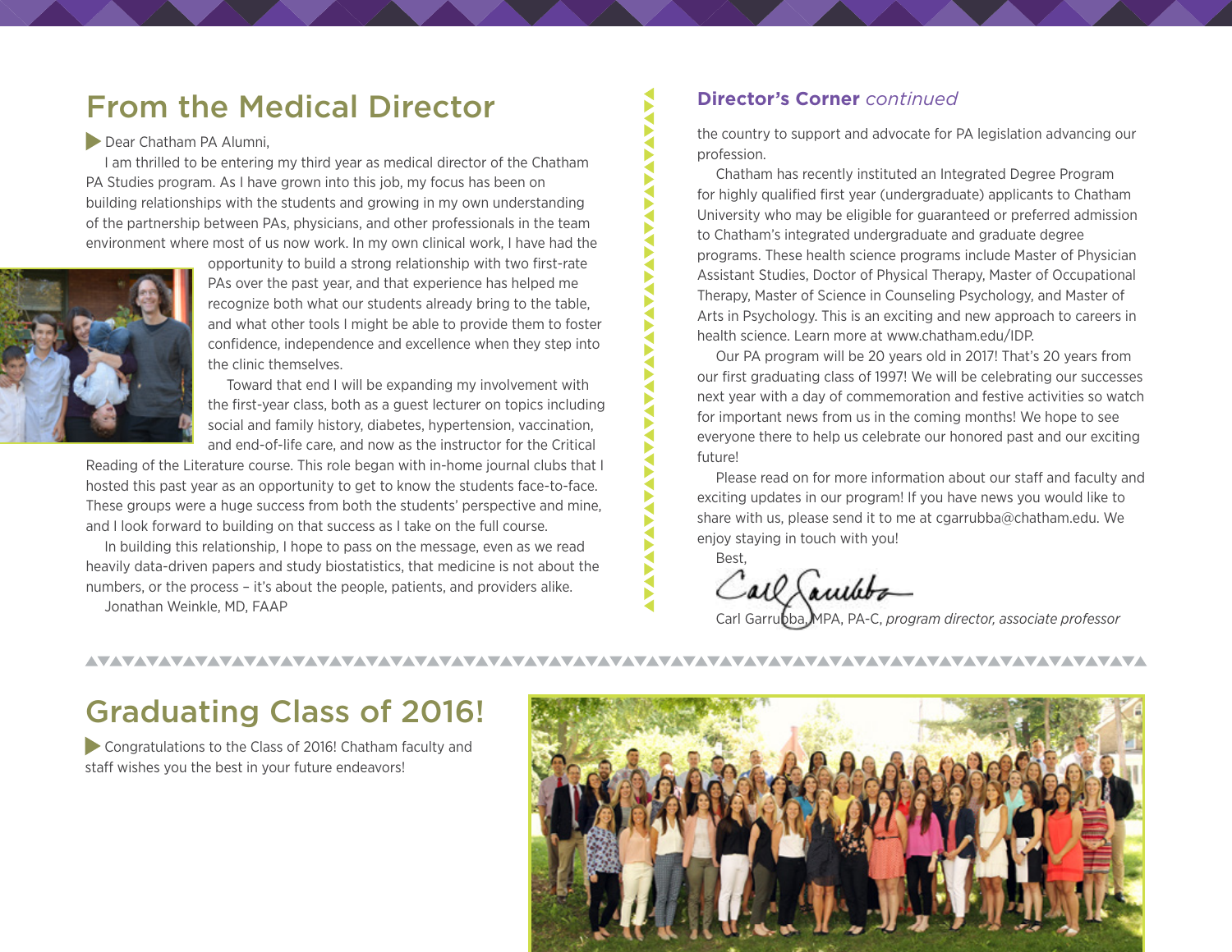## From the Medical Director

Dear Chatham PA Alumni,

I am thrilled to be entering my third year as medical director of the Chatham PA Studies program. As I have grown into this job, my focus has been on building relationships with the students and growing in my own understanding of the partnership between PAs, physicians, and other professionals in the team environment where most of us now work. In my own clinical work, I have had the opportunity to build a strong relationship with two first-rate PAs over the past year, and that experience has helped me recognize both what our students already bring to the table, and what other tools I might be able to provide them to foster confidence, independence and excellence when they step into the clinic themselves.

Toward that end I will be expanding my involvement with the first-year class, both as a guest lecturer on topics including social and family history, diabetes, hypertension, vaccination, and end-of-life care, and now as the instructor for the Critical Reading of the Literature course. This role began with in-home journal clubs that I hosted this past year as an opportunity to get to know the students face-to-face. These groups were a huge success from both the students' perspective and mine, and I look forward to building on that success as I take on the full course.

In building this relationship, I hope to pass on the message, even as we read heavily data-driven papers and study biostatistics, that medicine is not about the numbers, or the process – it's about the people, patients, and providers alike.

Jonathan Weinkle, MD, FAAP

### Director's Corner *continued*

the country to support and advocate for PA legislation advancing our profession.

Chatham has recently instituted an Integrated Degree Program for highly qualified first year (undergraduate) applicants to Chatham University who may be eligible for guaranteed or preferred admission to Chatham's integrated undergraduate and graduate degree programs. These health science programs include Master of Physician Assistant Studies, Doctor of Physical Therapy, Master of Occupational Therapy, Master of Science in Counseling Psychology, and Master of Arts in Psychology. This is an exciting and new approach to careers in health science. Learn more at www.chatham.edu/IDP.

Our PA program will be 20 years old in 2017! That's 20 years from our first graduating class of 1997! We will be celebrating our successes next year with a day of commemoration and festive activities so watch for important news from us in the coming months! We hope to see everyone there to help us celebrate our honored past and our exciting future!

Please read on for more information about our staff and faculty and exciting updates in our program! If you have news you would like to share with us, please send it to me at cgarrubba@chatham.edu. We enjoy staying in touch with you!

Best,

Carl Garrubba, MPA, PA-C, *program director, associate professor*

## Graduating Class of 2016!

Congratulations to the Class of 2016! Chatham faculty and staff wishes you the best in your future endeavors!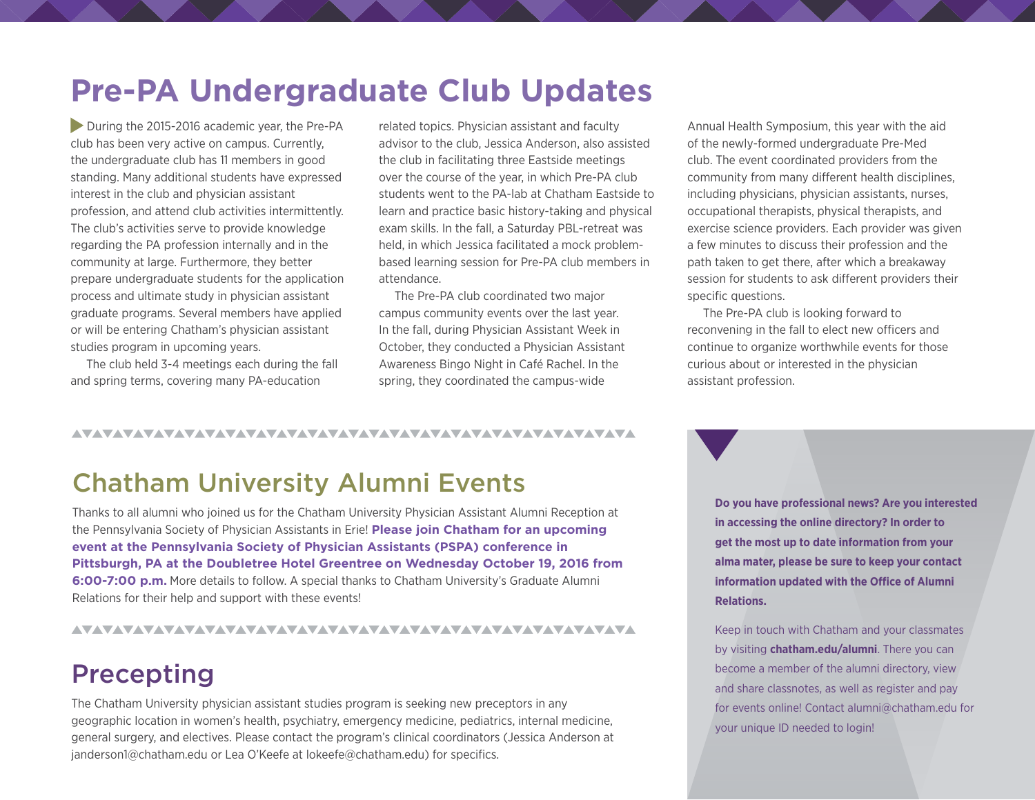# Pre-PA Undergraduate Club Updates

During the 2015-2016 academic year, the Pre-PA club has been very active on campus. Currently, the undergraduate club has 11 members in good standing. Many additional students have expressed interest in the club and physician assistant profession, and attend club activities intermittently. The club's activities serve to provide knowledge regarding the PA profession internally and in the community at large. Furthermore, they better prepare undergraduate students for the application process and ultimate study in physician assistant graduate programs. Several members have applied or will be entering Chatham's physician assistant studies program in upcoming years.

The club held 3-4 meetings each during the fall and spring terms, covering many PA-education related topics. Physician assistant and faculty advisor to the club, Jessica Anderson, also assisted the club in facilitating three Eastside meetings over the course of the year, in which Pre-PA club students went to the PA-lab at Chatham Eastside to learn and practice basic history-taking and physical exam skills. In the fall, a Saturday PBL-retreat was held, in which Jessica facilitated a mock problem-based learning session for Pre-PA club members in attendance.

The Pre-PA club coordinated two major campus community events over the last year. In the fall, during Physician Assistant Week in October, they conducted a Physician Assistant Awareness Bingo Night in Café Rachel. In the spring, they coordinated the campus-wide Annual Health Symposium, this year with the aid of the newly-formed undergraduate Pre-Med club. The event coordinated providers from the community from many different health disciplines, including physicians, physician assistants, nurses, occupational therapists, physical therapists, and exercise science providers. Each provider was given a few minutes to discuss their profession and the path taken to get there, after which a breakaway session for students to ask different providers their specific questions.

The Pre-PA club is looking forward to reconvening in the fall to elect new officers and continue to organize worthwhile events for those curious about or interested in the physician assistant profession.

## Chatham University Alumni Events

Thanks to all alumni who joined us for the Chatham University Physician Assistant Alumni Reception at the Pennsylvania Society of Physician Assistants in Erie! **Please join Chatham for an upcoming event at the Pennsylvania Society of Physician Assistants (PSPA) conference in Pittsburgh, PA at the Doubletree Hotel Greentree on Wednesday October 19, 2016 from 6:00-7:00 p.m.** More details to follow. A special thanks to Chatham University's Graduate Alumni Relations for their help and support with these events!

## Precepting

The Chatham University physician assistant studies program is seeking new preceptors in any geographic location in women's health, psychiatry, emergency medicine, pediatrics, internal medicine, general surgery, and electives. Please contact the program's clinical coordinators (Jessica Anderson at janderson1@chatham.edu or Lea O'Keefe at lokeefe@chatham.edu) for specifics.

**Do you have professional news? Are you interested in accessing the online directory? In order to get the most up to date information from your alma mater, please be sure to keep your contact information updated with the Office of Alumni Relations.**

Keep in touch with Chatham and your classmates by visiting **chatham.edu/alumni**. There you can become a member of the alumni directory, view and share classnotes, as well as register and pay for events online! Contact alumni@chatham.edu for your unique ID needed to login!